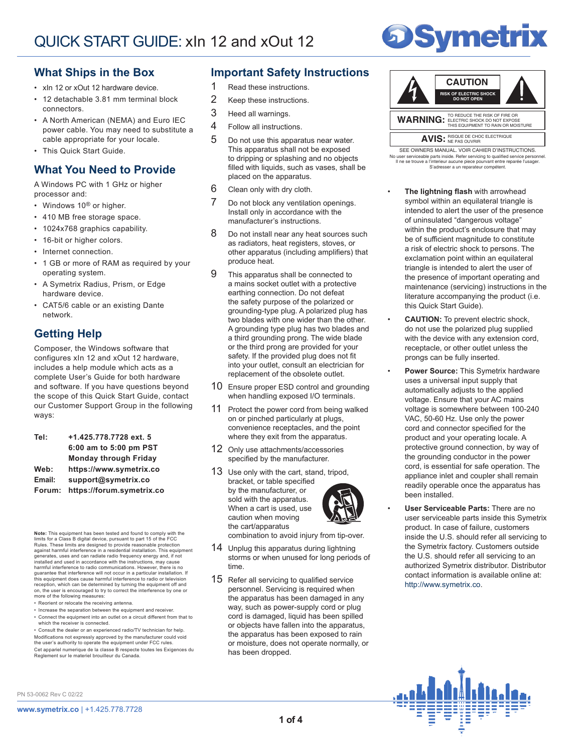# QUICK START GUIDE: xIn 12 and xOut 12

## What Ships in the Box

- xIn 12 or xOut 12 hardware device.
- 12 detachable 3.81 mm terminal block connectors.
- A North American (NEMA) and Euro IEC power cable. You may need to substitute a cable appropriate for your locale.
- This Quick Start Guide.

## What You Need to Provide

A Windows PC with 1 GHz or higher processor and:

- Windows 10® or higher.
- 410 MB free storage space.
- 1024x768 graphics capability.
- 16-bit or higher colors.
- Internet connection.
- 1 GB or more of RAM as required by your operating system.
- A Symetrix Radius, Prism, or Edge hardware device.
- CAT5/6 cable or an existing Dante network.

## Getting Help

Composer, the Windows software that configures xIn 12 and xOut 12 hardware, includes a help module which acts as a complete User's Guide for both hardware and software. If you have questions beyond the scope of this Quick Start Guide, contact our Customer Support Group in the following ways:

| | |
|---|---|
| **Tel:** | **+1.425.778.7728 ext. 5** |
| | **6:00 am to 5:00 pm PST** |
| | **Monday through Friday** |
| **Web:** | **https://www.symetrix.co** |
| **Email:** | **support@symetrix.co** |
| **Forum:** | **https://forum.symetrix.co** |

**Note:** This equipment has been tested and found to comply with the limits for a Class B digital device, pursuant to part 15 of the FCC Rules. These limits are designed to provide reasonable protection against harmful interference in a residential installation. This equipment generates, uses and can radiate radio frequency energy and, if not installed and used in accordance with the instructions, may cause harmful interference to radio communications. However, there is no guarantee that interference will not occur in a particular installation. If this equipment does cause harmful interference to radio or television reception, which can be determined by turning the equipment off and on, the user is encouraged to try to correct the interference by one or more of the following measures:

- Reorient or relocate the receiving antenna.
- Increase the separation between the equipment and receiver.
- Connect the equipment into an outlet on a circuit different from that to which the receiver is connected.
- Consult the dealer or an experienced radio/TV technician for help.

Modifications not expressly approved by the manufacturer could void the user's authority to operate the equipment under FCC rules.

Cet appareil numerique de la classe B respecte toutes les Exigences du Reglement sur le materiel brouilleur du Canada.

## Important Safety Instructions

1. Read these instructions.
2. Keep these instructions.
3. Heed all warnings.
4. Follow all instructions.
5. Do not use this apparatus near water. This apparatus shall not be exposed to dripping or splashing and no objects filled with liquids, such as vases, shall be placed on the apparatus.
6. Clean only with dry cloth.
7. Do not block any ventilation openings. Install only in accordance with the manufacturer's instructions.
8. Do not install near any heat sources such as radiators, heat registers, stoves, or other apparatus (including amplifiers) that produce heat.
9. This apparatus shall be connected to a mains socket outlet with a protective earthing connection. Do not defeat the safety purpose of the polarized or grounding-type plug. A polarized plug has two blades with one wider than the other. A grounding type plug has two blades and a third grounding prong. The wide blade or the third prong are provided for your safety. If the provided plug does not fit into your outlet, consult an electrician for replacement of the obsolete outlet.
10. Ensure proper ESD control and grounding when handling exposed I/O terminals.
11. Protect the power cord from being walked on or pinched particularly at plugs, convenience receptacles, and the point where they exit from the apparatus.
12. Only use attachments/accessories specified by the manufacturer.
13. Use only with the cart, stand, tripod, bracket, or table specified by the manufacturer, or sold with the apparatus. When a cart is used, use caution when moving the cart/apparatus combination to avoid injury from tip-over.
14. Unplug this apparatus during lightning storms or when unused for long periods of time.
15. Refer all servicing to qualified service personnel. Servicing is required when the apparatus has been damaged in any way, such as power-supply cord or plug cord is damaged, liquid has been spilled or objects have fallen into the apparatus, the apparatus has been exposed to rain or moisture, does not operate normally, or has been dropped.

**CAUTION**
RISK OF ELECTRIC SHOCK
DO NOT OPEN

**WARNING:** TO REDUCE THE RISK OF FIRE OR ELECTRIC SHOCK DO NOT EXPOSE THIS EQUIPMENT TO RAIN OR MOISTURE

**AVIS:** RISQUE DE CHOC ELECTRIQUE NE PAS OUVRIR

SEE OWNERS MANUAL. VOIR CAHIER D'INSTRUCTIONS.
No user serviceable parts inside. Refer servicing to qualified service personnel.
Il ne se trouve a l'interieur aucune piece pourvant entre reparée l'usager.
S'adresser a un reparateur compétent.

- **The lightning flash** with arrowhead symbol within an equilateral triangle is intended to alert the user of the presence of uninsulated "dangerous voltage" within the product's enclosure that may be of sufficient magnitude to constitute a risk of electric shock to persons. The exclamation point within an equilateral triangle is intended to alert the user of the presence of important operating and maintenance (servicing) instructions in the literature accompanying the product (i.e. this Quick Start Guide).
- **CAUTION:** To prevent electric shock, do not use the polarized plug supplied with the device with any extension cord, receptacle, or other outlet unless the prongs can be fully inserted.
- **Power Source:** This Symetrix hardware uses a universal input supply that automatically adjusts to the applied voltage. Ensure that your AC mains voltage is somewhere between 100-240 VAC, 50-60 Hz. Use only the power cord and connector specified for the product and your operating locale. A protective ground connection, by way of the grounding conductor in the power cord, is essential for safe operation. The appliance inlet and coupler shall remain readily operable once the apparatus has been installed.
- **User Serviceable Parts:** There are no user serviceable parts inside this Symetrix product. In case of failure, customers inside the U.S. should refer all servicing to the Symetrix factory. Customers outside the U.S. should refer all servicing to an authorized Symetrix distributor. Distributor contact information is available online at: http://www.symetrix.co.

PN 53-0062 Rev C 02/22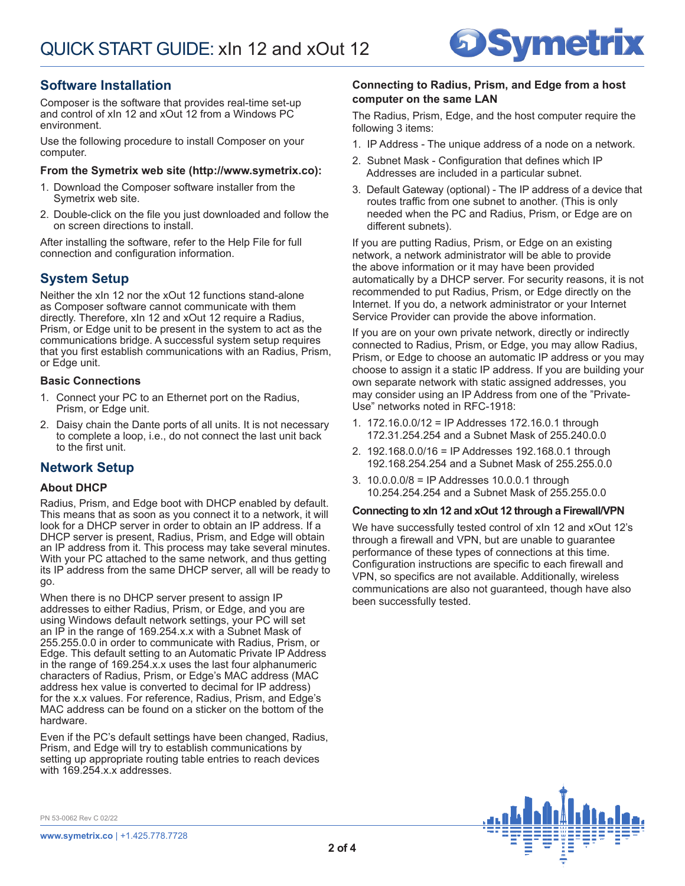## Software Installation

Composer is the software that provides real-time set-up and control of xIn 12 and xOut 12 from a Windows PC environment.

Use the following procedure to install Composer on your computer.

### From the Symetrix web site (http://www.symetrix.co):

1. Download the Composer software installer from the Symetrix web site.
2. Double-click on the file you just downloaded and follow the on screen directions to install.

After installing the software, refer to the Help File for full connection and configuration information.

## System Setup

Neither the xIn 12 nor the xOut 12 functions stand-alone as Composer software cannot communicate with them directly. Therefore, xIn 12 and xOut 12 require a Radius, Prism, or Edge unit to be present in the system to act as the communications bridge. A successful system setup requires that you first establish communications with an Radius, Prism, or Edge unit.

### Basic Connections

1. Connect your PC to an Ethernet port on the Radius, Prism, or Edge unit.
2. Daisy chain the Dante ports of all units. It is not necessary to complete a loop, i.e., do not connect the last unit back to the first unit.

## Network Setup

### About DHCP

Radius, Prism, and Edge boot with DHCP enabled by default. This means that as soon as you connect it to a network, it will look for a DHCP server in order to obtain an IP address. If a DHCP server is present, Radius, Prism, and Edge will obtain an IP address from it. This process may take several minutes. With your PC attached to the same network, and thus getting its IP address from the same DHCP server, all will be ready to go.

When there is no DHCP server present to assign IP addresses to either Radius, Prism, or Edge, and you are using Windows default network settings, your PC will set an IP in the range of 169.254.x.x with a Subnet Mask of 255.255.0.0 in order to communicate with Radius, Prism, or Edge. This default setting to an Automatic Private IP Address in the range of 169.254.x.x uses the last four alphanumeric characters of Radius, Prism, or Edge's MAC address (MAC address hex value is converted to decimal for IP address) for the x.x values. For reference, Radius, Prism, and Edge's MAC address can be found on a sticker on the bottom of the hardware.

Even if the PC's default settings have been changed, Radius, Prism, and Edge will try to establish communications by setting up appropriate routing table entries to reach devices with 169.254.x.x addresses.

### Connecting to Radius, Prism, and Edge from a host computer on the same LAN

The Radius, Prism, Edge, and the host computer require the following 3 items:

1. IP Address - The unique address of a node on a network.
2. Subnet Mask - Configuration that defines which IP Addresses are included in a particular subnet.
3. Default Gateway (optional) - The IP address of a device that routes traffic from one subnet to another. (This is only needed when the PC and Radius, Prism, or Edge are on different subnets).

If you are putting Radius, Prism, or Edge on an existing network, a network administrator will be able to provide the above information or it may have been provided automatically by a DHCP server. For security reasons, it is not recommended to put Radius, Prism, or Edge directly on the Internet. If you do, a network administrator or your Internet Service Provider can provide the above information.

If you are on your own private network, directly or indirectly connected to Radius, Prism, or Edge, you may allow Radius, Prism, or Edge to choose an automatic IP address or you may choose to assign it a static IP address. If you are building your own separate network with static assigned addresses, you may consider using an IP Address from one of the "Private-Use" networks noted in RFC-1918:

1. 172.16.0.0/12 = IP Addresses 172.16.0.1 through 172.31.254.254 and a Subnet Mask of 255.240.0.0
2. 192.168.0.0/16 = IP Addresses 192.168.0.1 through 192.168.254.254 and a Subnet Mask of 255.255.0.0
3. 10.0.0.0/8 = IP Addresses 10.0.0.1 through 10.254.254.254 and a Subnet Mask of 255.255.0.0

### Connecting to xIn 12 and xOut 12 through a Firewall/VPN

We have successfully tested control of xIn 12 and xOut 12's through a firewall and VPN, but are unable to guarantee performance of these types of connections at this time. Configuration instructions are specific to each firewall and VPN, so specifics are not available. Additionally, wireless communications are also not guaranteed, though have also been successfully tested.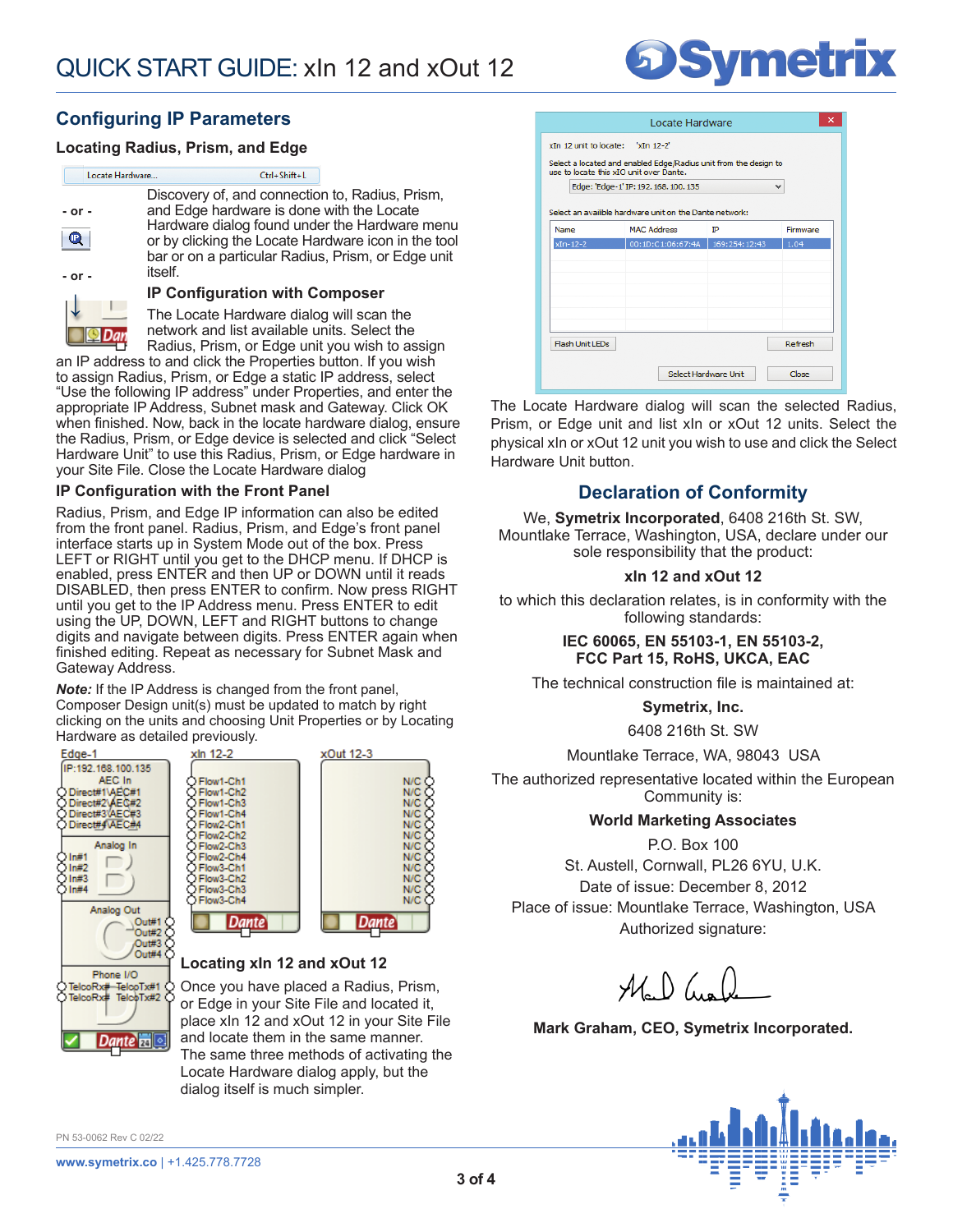## Configuring IP Parameters

### Locating Radius, Prism, and Edge

Locate Hardware... Ctrl+Shift+L

- or -

- or -

Discovery of, and connection to, Radius, Prism, and Edge hardware is done with the Locate Hardware dialog found under the Hardware menu or by clicking the Locate Hardware icon in the tool bar or on a particular Radius, Prism, or Edge unit itself.

### IP Configuration with Composer

The Locate Hardware dialog will scan the network and list available units. Select the Radius, Prism, or Edge unit you wish to assign an IP address to and click the Properties button. If you wish to assign Radius, Prism, or Edge a static IP address, select "Use the following IP address" under Properties, and enter the appropriate IP Address, Subnet mask and Gateway. Click OK when finished. Now, back in the locate hardware dialog, ensure the Radius, Prism, or Edge device is selected and click "Select Hardware Unit" to use this Radius, Prism, or Edge hardware in your Site File. Close the Locate Hardware dialog

### IP Configuration with the Front Panel

Radius, Prism, and Edge IP information can also be edited from the front panel. Radius, Prism, and Edge's front panel interface starts up in System Mode out of the box. Press LEFT or RIGHT until you get to the DHCP menu. If DHCP is enabled, press ENTER and then UP or DOWN until it reads DISABLED, then press ENTER to confirm. Now press RIGHT until you get to the IP Address menu. Press ENTER to edit using the UP, DOWN, LEFT and RIGHT buttons to change digits and navigate between digits. Press ENTER again when finished editing. Repeat as necessary for Subnet Mask and Gateway Address.

***Note:*** If the IP Address is changed from the front panel, Composer Design unit(s) must be updated to match by right clicking on the units and choosing Unit Properties or by Locating Hardware as detailed previously.

### Locating xIn 12 and xOut 12

Once you have placed a Radius, Prism, or Edge in your Site File and located it, place xIn 12 and xOut 12 in your Site File and locate them in the same manner. The same three methods of activating the Locate Hardware dialog apply, but the dialog itself is much simpler.

The Locate Hardware dialog will scan the selected Radius, Prism, or Edge unit and list xIn or xOut 12 units. Select the physical xIn or xOut 12 unit you wish to use and click the Select Hardware Unit button.

## Declaration of Conformity

We, **Symetrix Incorporated**, 6408 216th St. SW, Mountlake Terrace, Washington, USA, declare under our sole responsibility that the product:

**xIn 12 and xOut 12**

to which this declaration relates, is in conformity with the following standards:

**IEC 60065, EN 55103-1, EN 55103-2, FCC Part 15, RoHS, UKCA, EAC**

The technical construction file is maintained at:

**Symetrix, Inc.**

6408 216th St. SW

Mountlake Terrace, WA, 98043 USA

The authorized representative located within the European Community is:

**World Marketing Associates**

P.O. Box 100

St. Austell, Cornwall, PL26 6YU, U.K.

Date of issue: December 8, 2012

Place of issue: Mountlake Terrace, Washington, USA

Authorized signature:

**Mark Graham, CEO, Symetrix Incorporated.**

PN 53-0062 Rev C 02/22

www.symetrix.co | +1.425.778.7728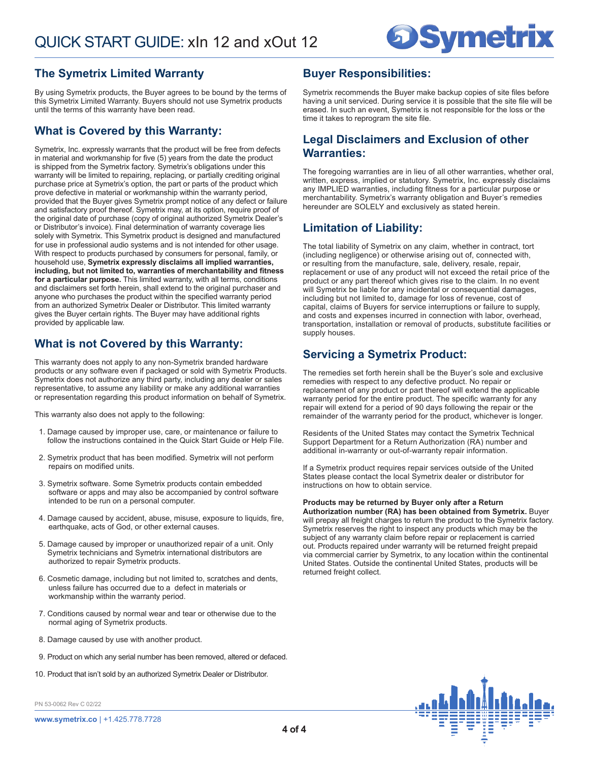## The Symetrix Limited Warranty

By using Symetrix products, the Buyer agrees to be bound by the terms of this Symetrix Limited Warranty. Buyers should not use Symetrix products until the terms of this warranty have been read.

## What is Covered by this Warranty:

Symetrix, Inc. expressly warrants that the product will be free from defects in material and workmanship for five (5) years from the date the product is shipped from the Symetrix factory. Symetrix's obligations under this warranty will be limited to repairing, replacing, or partially crediting original purchase price at Symetrix's option, the part or parts of the product which prove defective in material or workmanship within the warranty period, provided that the Buyer gives Symetrix prompt notice of any defect or failure and satisfactory proof thereof. Symetrix may, at its option, require proof of the original date of purchase (copy of original authorized Symetrix Dealer's or Distributor's invoice). Final determination of warranty coverage lies solely with Symetrix. This Symetrix product is designed and manufactured for use in professional audio systems and is not intended for other usage. With respect to products purchased by consumers for personal, family, or household use, **Symetrix expressly disclaims all implied warranties, including, but not limited to, warranties of merchantability and fitness for a particular purpose.** This limited warranty, with all terms, conditions and disclaimers set forth herein, shall extend to the original purchaser and anyone who purchases the product within the specified warranty period from an authorized Symetrix Dealer or Distributor. This limited warranty gives the Buyer certain rights. The Buyer may have additional rights provided by applicable law.

## What is not Covered by this Warranty:

This warranty does not apply to any non-Symetrix branded hardware products or any software even if packaged or sold with Symetrix Products. Symetrix does not authorize any third party, including any dealer or sales representative, to assume any liability or make any additional warranties or representation regarding this product information on behalf of Symetrix.

This warranty also does not apply to the following:

1. Damage caused by improper use, care, or maintenance or failure to follow the instructions contained in the Quick Start Guide or Help File.
2. Symetrix product that has been modified. Symetrix will not perform repairs on modified units.
3. Symetrix software. Some Symetrix products contain embedded software or apps and may also be accompanied by control software intended to be run on a personal computer.
4. Damage caused by accident, abuse, misuse, exposure to liquids, fire, earthquake, acts of God, or other external causes.
5. Damage caused by improper or unauthorized repair of a unit. Only Symetrix technicians and Symetrix international distributors are authorized to repair Symetrix products.
6. Cosmetic damage, including but not limited to, scratches and dents, unless failure has occurred due to a defect in materials or workmanship within the warranty period.
7. Conditions caused by normal wear and tear or otherwise due to the normal aging of Symetrix products.
8. Damage caused by use with another product.
9. Product on which any serial number has been removed, altered or defaced.
10. Product that isn't sold by an authorized Symetrix Dealer or Distributor.

## Buyer Responsibilities:

Symetrix recommends the Buyer make backup copies of site files before having a unit serviced. During service it is possible that the site file will be erased. In such an event, Symetrix is not responsible for the loss or the time it takes to reprogram the site file.

## Legal Disclaimers and Exclusion of other Warranties:

The foregoing warranties are in lieu of all other warranties, whether oral, written, express, implied or statutory. Symetrix, Inc. expressly disclaims any IMPLIED warranties, including fitness for a particular purpose or merchantability. Symetrix's warranty obligation and Buyer's remedies hereunder are SOLELY and exclusively as stated herein.

## Limitation of Liability:

The total liability of Symetrix on any claim, whether in contract, tort (including negligence) or otherwise arising out of, connected with, or resulting from the manufacture, sale, delivery, resale, repair, replacement or use of any product will not exceed the retail price of the product or any part thereof which gives rise to the claim. In no event will Symetrix be liable for any incidental or consequential damages, including but not limited to, damage for loss of revenue, cost of capital, claims of Buyers for service interruptions or failure to supply, and costs and expenses incurred in connection with labor, overhead, transportation, installation or removal of products, substitute facilities or supply houses.

## Servicing a Symetrix Product:

The remedies set forth herein shall be the Buyer's sole and exclusive remedies with respect to any defective product. No repair or replacement of any product or part thereof will extend the applicable warranty period for the entire product. The specific warranty for any repair will extend for a period of 90 days following the repair or the remainder of the warranty period for the product, whichever is longer.

Residents of the United States may contact the Symetrix Technical Support Department for a Return Authorization (RA) number and additional in-warranty or out-of-warranty repair information.

If a Symetrix product requires repair services outside of the United States please contact the local Symetrix dealer or distributor for instructions on how to obtain service.

**Products may be returned by Buyer only after a Return Authorization number (RA) has been obtained from Symetrix.** Buyer will prepay all freight charges to return the product to the Symetrix factory. Symetrix reserves the right to inspect any products which may be the subject of any warranty claim before repair or replacement is carried out. Products repaired under warranty will be returned freight prepaid via commercial carrier by Symetrix, to any location within the continental United States. Outside the continental United States, products will be returned freight collect.

PN 53-0062 Rev C 02/22